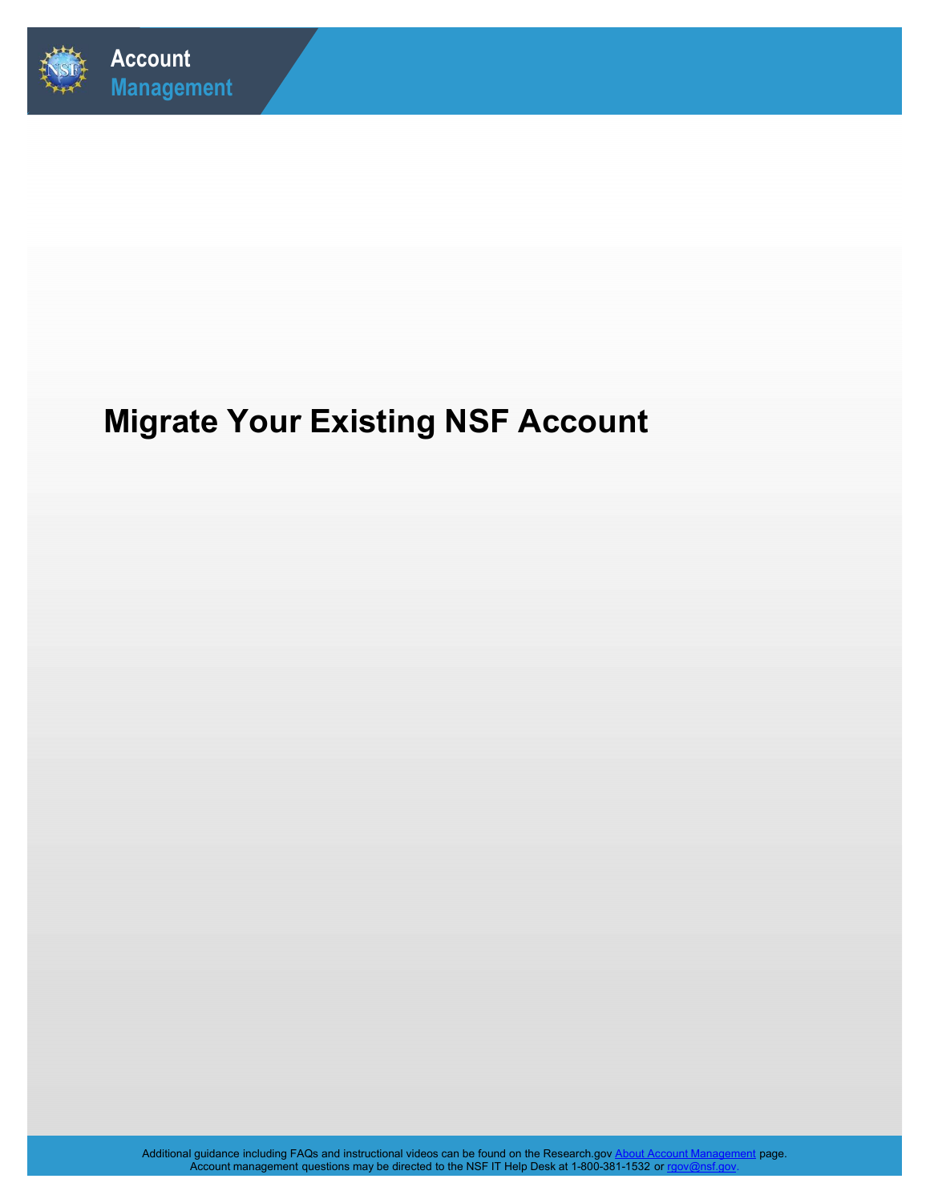# Migrate Your Existing NSF Account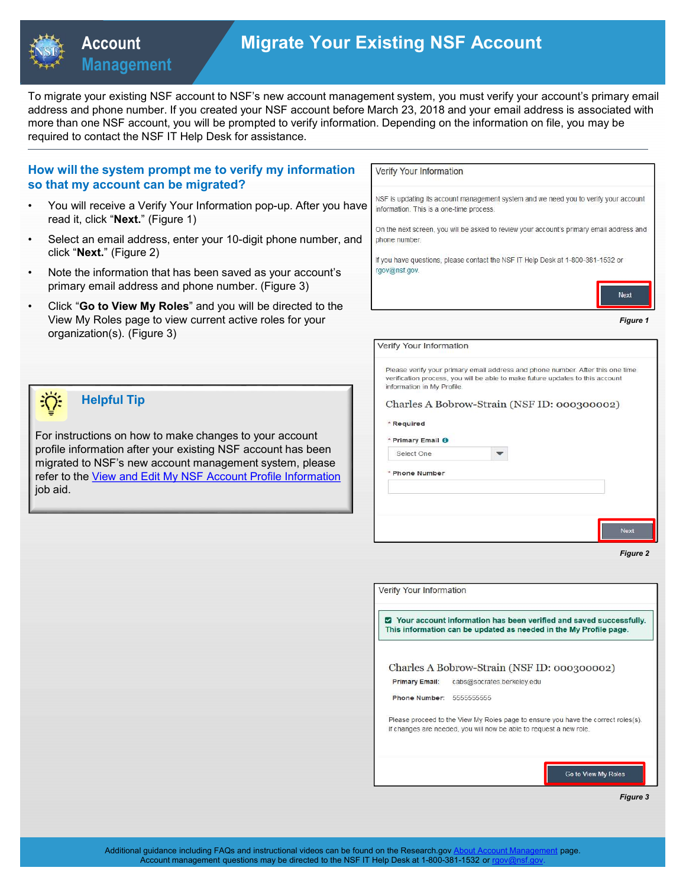# Account Management

## Migrate Your Existing NSF Account

To migrate your existing NSF account to NSF's new account management system, you must verify your account's primary email address and phone number. If you created your NSF account before March 23, 2018 and your email address is associated with more than one NSF account, you will be prompted to verify information. Depending on the information on file, you may be required to contact the NSF IT Help Desk for assistance.

### How will the system prompt me to verify my information so that my account can be migrated?

- You will receive a Verify Your Information pop-up. After you have read it, click "**Next.**" (Figure 1)
- Select an email address, enter your 10-digit phone number, and click "**Next.**" (Figure 2)
- Note the information that has been saved as your account's primary email address and phone number. (Figure 3)
- Click "**Go to View My Roles**" and you will be directed to the View My Roles page to view current active roles for your organization(s). (Figure 3)

**Verify Your Information**

NSF is updating its account management system and we need you to verify your account information. This is a one-time process.

On the next screen, you will be asked to review your account's primary email address and phone number.

If you have questions, please contact the NSF IT Help Desk at 1-800-381-1532 or rgov@nsf.gov.

Next

*Figure 1*

**Verify Your Information**

Please verify your primary email address and phone number. After this one time verification process, you will be able to make future updates to this account information in My Profile.

Charles A Bobrow-Strain (NSF ID: 000300002)

\* Required

\* Primary Email

Select One

\* Phone Number

Next

*Figure 2*

**Verify Your Information**

Your account information has been verified and saved successfully. This information can be updated as needed in the My Profile page.

Charles A Bobrow-Strain (NSF ID: 000300002)

Primary Email: cabs@socrates.berkeley.edu

Phone Number: 5555555555

Please proceed to the View My Roles page to ensure you have the correct roles(s). If changes are needed, you will now be able to request a new role.

Go to View My Roles

*Figure 3*

### Helpful Tip

For instructions on how to make changes to your account profile information after your existing NSF account has been migrated to NSF's new account management system, please refer to the View and Edit My NSF Account Profile Information job aid.

Additional guidance including FAQs and instructional videos can be found on the Research.gov About Account Management page.
Account management questions may be directed to the NSF IT Help Desk at 1-800-381-1532 or rgov@nsf.gov.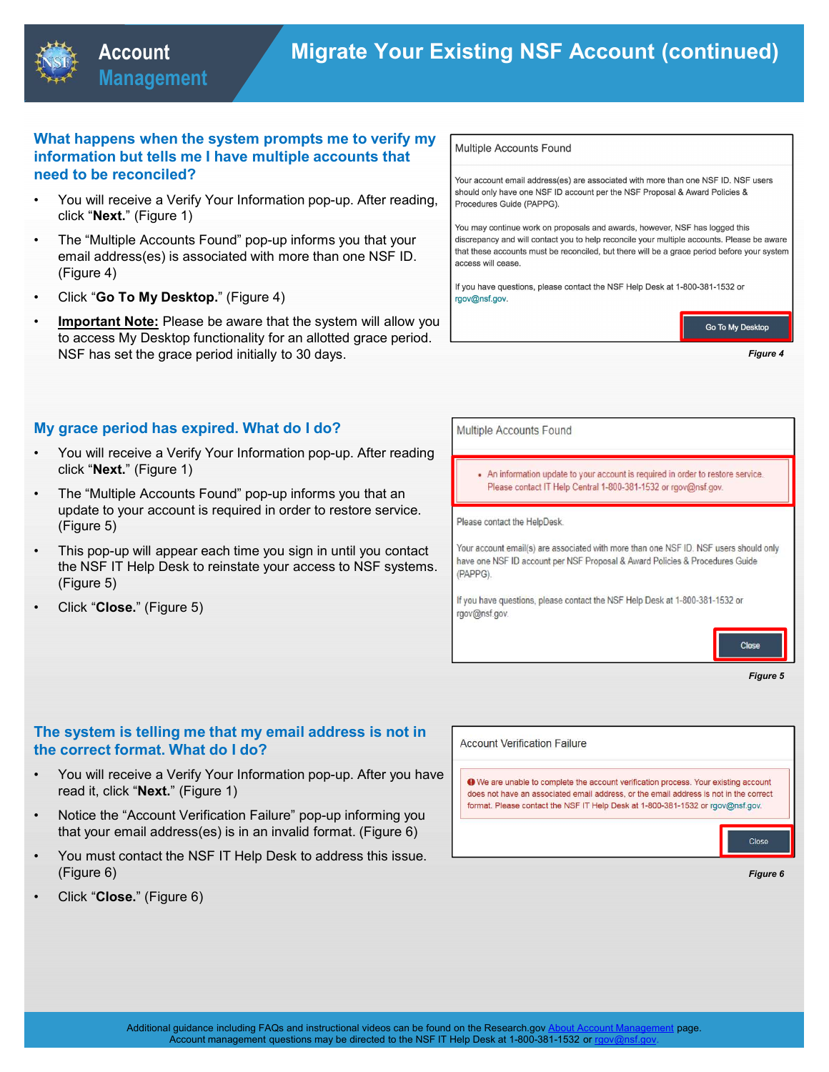# Migrate Your Existing NSF Account (continued)

## What happens when the system prompts me to verify my information but tells me I have multiple accounts that need to be reconciled?

- You will receive a Verify Your Information pop-up. After reading, click "**Next.**" (Figure 1)
- The "Multiple Accounts Found" pop-up informs you that your email address(es) is associated with more than one NSF ID. (Figure 4)
- Click "**Go To My Desktop.**" (Figure 4)
- **Important Note:** Please be aware that the system will allow you to access My Desktop functionality for an allotted grace period. NSF has set the grace period initially to 30 days.

Multiple Accounts Found

Your account email address(es) are associated with more than one NSF ID. NSF users should only have one NSF ID account per the NSF Proposal & Award Policies & Procedures Guide (PAPPG).

You may continue work on proposals and awards, however, NSF has logged this discrepancy and will contact you to help reconcile your multiple accounts. Please be aware that these accounts must be reconciled, but there will be a grace period before your system access will cease.

If you have questions, please contact the NSF Help Desk at 1-800-381-1532 or rgov@nsf.gov.

Go To My Desktop

*Figure 4*

## My grace period has expired. What do I do?

- You will receive a Verify Your Information pop-up. After reading click "**Next.**" (Figure 1)
- The "Multiple Accounts Found" pop-up informs you that an update to your account is required in order to restore service. (Figure 5)
- This pop-up will appear each time you sign in until you contact the NSF IT Help Desk to reinstate your access to NSF systems. (Figure 5)
- Click "**Close.**" (Figure 5)

Multiple Accounts Found

- An information update to your account is required in order to restore service. Please contact IT Help Central 1-800-381-1532 or rgov@nsf.gov.

Please contact the HelpDesk.

Your account email(s) are associated with more than one NSF ID. NSF users should only have one NSF ID account per NSF Proposal & Award Policies & Procedures Guide (PAPPG).

If you have questions, please contact the NSF Help Desk at 1-800-381-1532 or rgov@nsf.gov.

Close

*Figure 5*

## The system is telling me that my email address is not in the correct format. What do I do?

- You will receive a Verify Your Information pop-up. After you have read it, click "**Next.**" (Figure 1)
- Notice the "Account Verification Failure" pop-up informing you that your email address(es) is in an invalid format. (Figure 6)
- You must contact the NSF IT Help Desk to address this issue. (Figure 6)
- Click "**Close.**" (Figure 6)

Account Verification Failure

We are unable to complete the account verification process. Your existing account does not have an associated email address, or the email address is not in the correct format. Please contact the NSF IT Help Desk at 1-800-381-1532 or rgov@nsf.gov.

Close

*Figure 6*

Additional guidance including FAQs and instructional videos can be found on the Research.gov About Account Management page.
Account management questions may be directed to the NSF IT Help Desk at 1-800-381-1532 or rgov@nsf.gov.